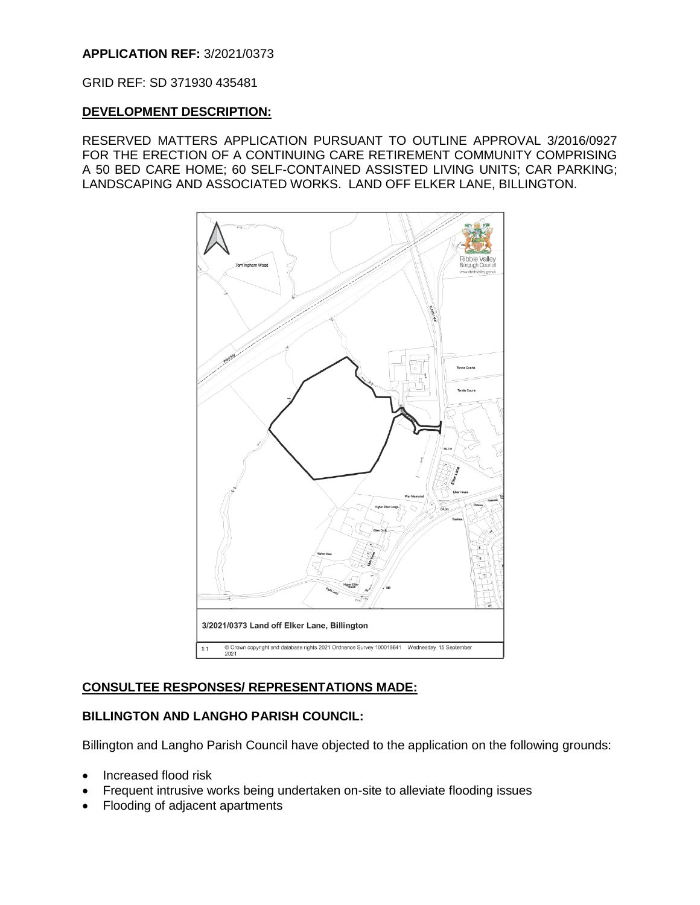**APPLICATION REF:** 3/2021/0373

GRID REF: SD 371930 435481

## DEVELOPMENT DESCRIPTION:

RESERVED MATTERS APPLICATION PURSUANT TO OUTLINE APPROVAL 3/2016/0927 FOR THE ERECTION OF A CONTINUING CARE RETIREMENT COMMUNITY COMPRISING A 50 BED CARE HOME; 60 SELF-CONTAINED ASSISTED LIVING UNITS; CAR PARKING; LANDSCAPING AND ASSOCIATED WORKS. LAND OFF ELKER LANE, BILLINGTON.

3/2021/0373 Land off Elker Lane, Billington

1:1 © Crown copyright and database rights 2021 Ordnance Survey 100018641 Wednesday, 15 September 2021

## CONSULTEE RESPONSES/ REPRESENTATIONS MADE:

### BILLINGTON AND LANGHO PARISH COUNCIL:

Billington and Langho Parish Council have objected to the application on the following grounds:

- Increased flood risk
- Frequent intrusive works being undertaken on-site to alleviate flooding issues
- Flooding of adjacent apartments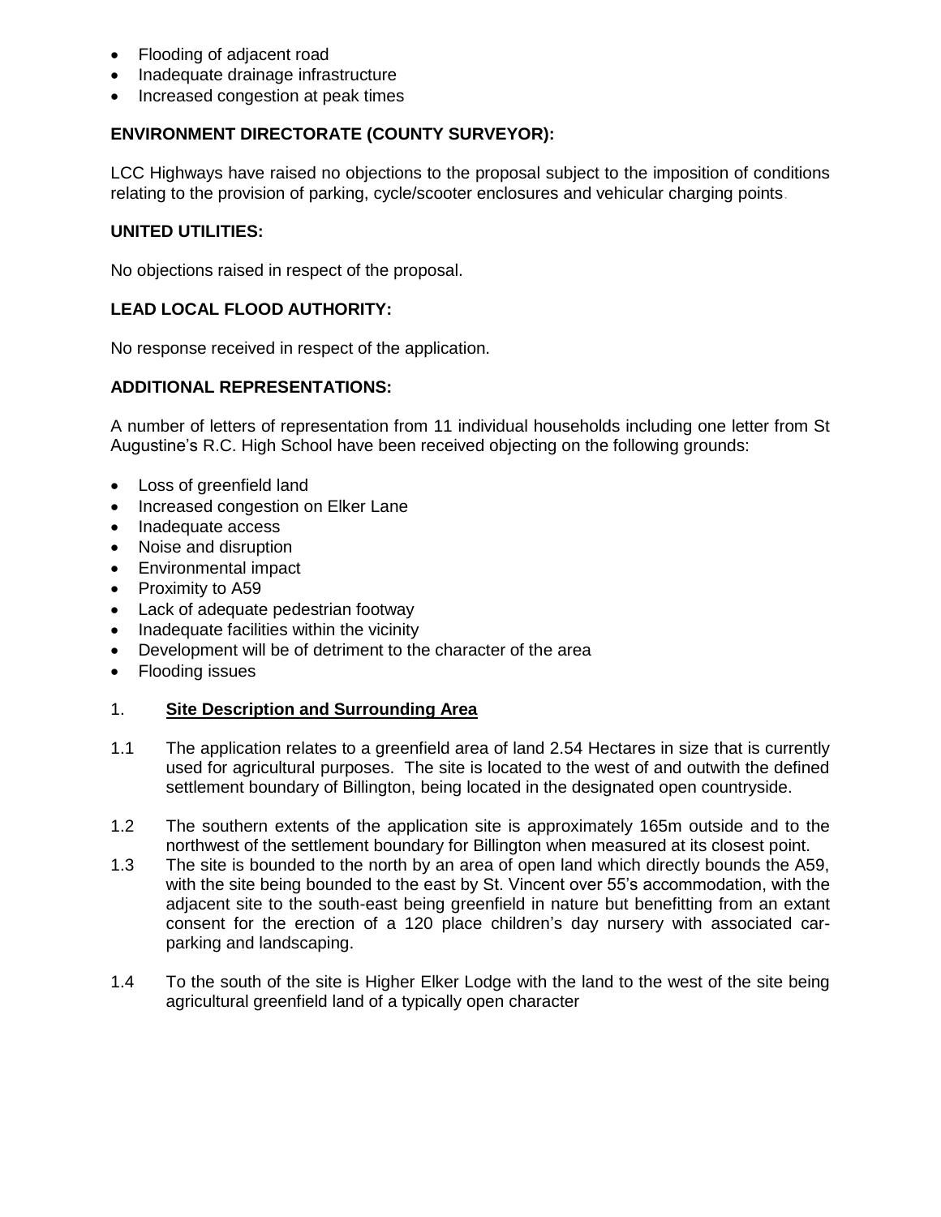- Flooding of adjacent road
- Inadequate drainage infrastructure
- Increased congestion at peak times

**ENVIRONMENT DIRECTORATE (COUNTY SURVEYOR):**

LCC Highways have raised no objections to the proposal subject to the imposition of conditions relating to the provision of parking, cycle/scooter enclosures and vehicular charging points.

**UNITED UTILITIES:**

No objections raised in respect of the proposal.

**LEAD LOCAL FLOOD AUTHORITY:**

No response received in respect of the application.

**ADDITIONAL REPRESENTATIONS:**

A number of letters of representation from 11 individual households including one letter from St Augustine's R.C. High School have been received objecting on the following grounds:

- Loss of greenfield land
- Increased congestion on Elker Lane
- Inadequate access
- Noise and disruption
- Environmental impact
- Proximity to A59
- Lack of adequate pedestrian footway
- Inadequate facilities within the vicinity
- Development will be of detriment to the character of the area
- Flooding issues

## 1. **Site Description and Surrounding Area**

1.1 The application relates to a greenfield area of land 2.54 Hectares in size that is currently used for agricultural purposes. The site is located to the west of and outwith the defined settlement boundary of Billington, being located in the designated open countryside.

1.2 The southern extents of the application site is approximately 165m outside and to the northwest of the settlement boundary for Billington when measured at its closest point.

1.3 The site is bounded to the north by an area of open land which directly bounds the A59, with the site being bounded to the east by St. Vincent over 55's accommodation, with the adjacent site to the south-east being greenfield in nature but benefitting from an extant consent for the erection of a 120 place children's day nursery with associated car-parking and landscaping.

1.4 To the south of the site is Higher Elker Lodge with the land to the west of the site being agricultural greenfield land of a typically open character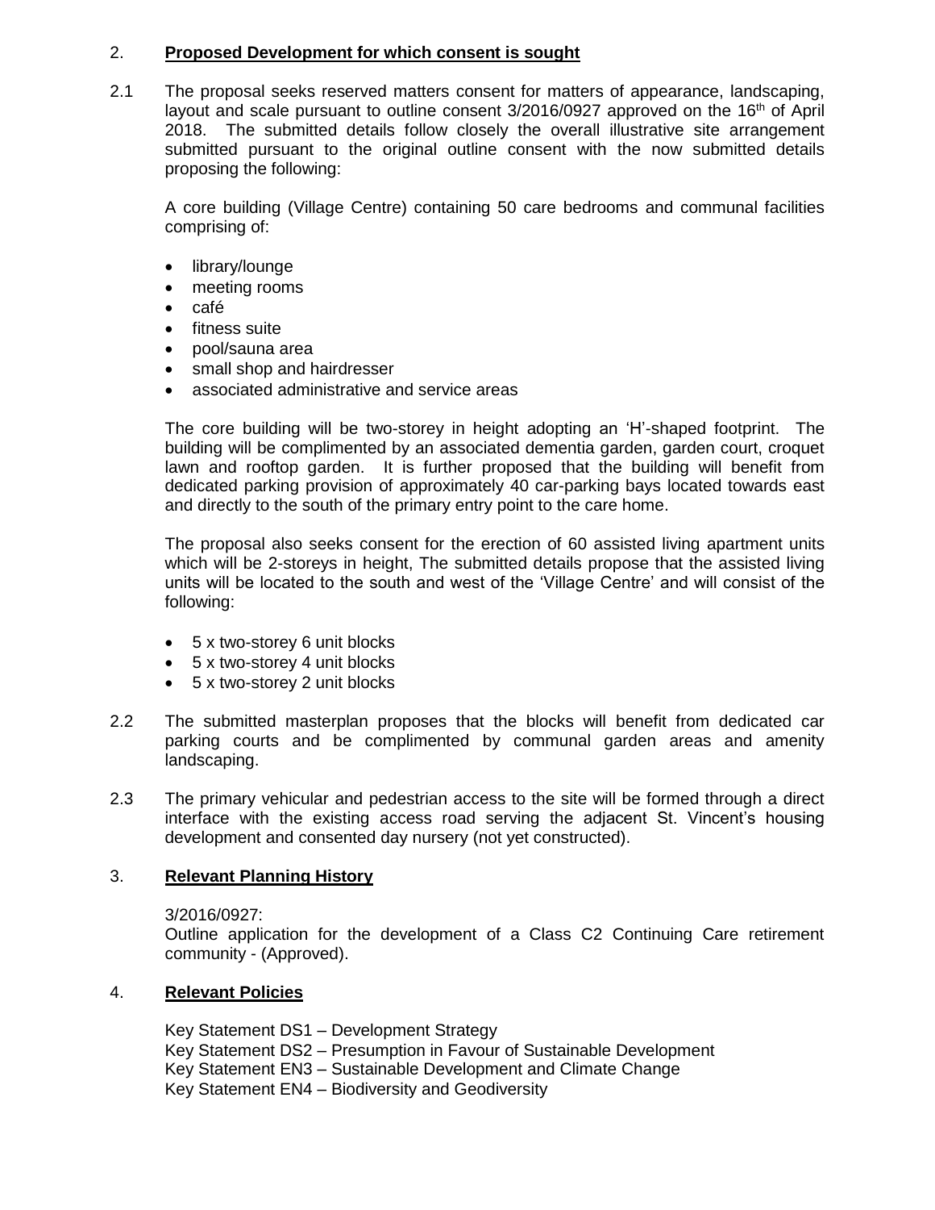## 2. **Proposed Development for which consent is sought**

2.1 The proposal seeks reserved matters consent for matters of appearance, landscaping, layout and scale pursuant to outline consent 3/2016/0927 approved on the 16th of April 2018. The submitted details follow closely the overall illustrative site arrangement submitted pursuant to the original outline consent with the now submitted details proposing the following:

A core building (Village Centre) containing 50 care bedrooms and communal facilities comprising of:

- library/lounge
- meeting rooms
- café
- fitness suite
- pool/sauna area
- small shop and hairdresser
- associated administrative and service areas

The core building will be two-storey in height adopting an 'H'-shaped footprint. The building will be complimented by an associated dementia garden, garden court, croquet lawn and rooftop garden. It is further proposed that the building will benefit from dedicated parking provision of approximately 40 car-parking bays located towards east and directly to the south of the primary entry point to the care home.

The proposal also seeks consent for the erection of 60 assisted living apartment units which will be 2-storeys in height, The submitted details propose that the assisted living units will be located to the south and west of the 'Village Centre' and will consist of the following:

- 5 x two-storey 6 unit blocks
- 5 x two-storey 4 unit blocks
- 5 x two-storey 2 unit blocks

2.2 The submitted masterplan proposes that the blocks will benefit from dedicated car parking courts and be complimented by communal garden areas and amenity landscaping.

2.3 The primary vehicular and pedestrian access to the site will be formed through a direct interface with the existing access road serving the adjacent St. Vincent's housing development and consented day nursery (not yet constructed).

## 3. **Relevant Planning History**

3/2016/0927:
Outline application for the development of a Class C2 Continuing Care retirement community - (Approved).

## 4. **Relevant Policies**

Key Statement DS1 – Development Strategy
Key Statement DS2 – Presumption in Favour of Sustainable Development
Key Statement EN3 – Sustainable Development and Climate Change
Key Statement EN4 – Biodiversity and Geodiversity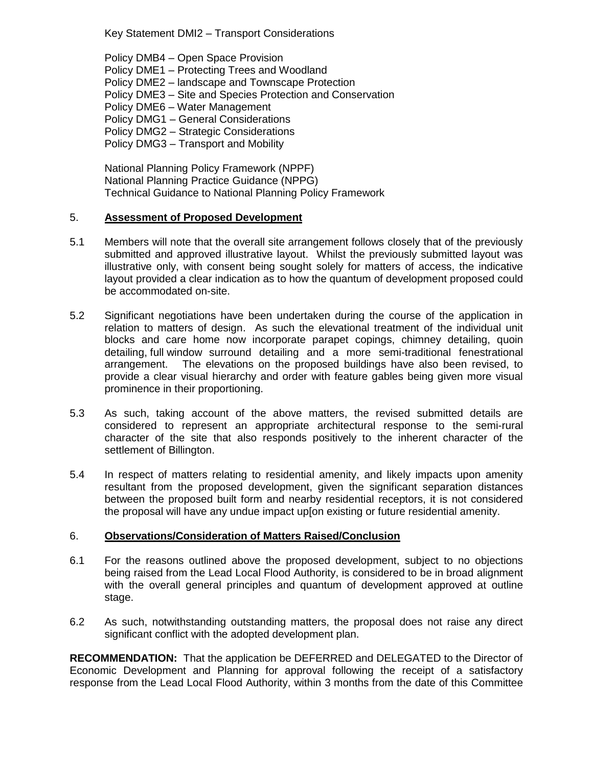Key Statement DMI2 – Transport Considerations

Policy DMB4 – Open Space Provision
Policy DME1 – Protecting Trees and Woodland
Policy DME2 – landscape and Townscape Protection
Policy DME3 – Site and Species Protection and Conservation
Policy DME6 – Water Management
Policy DMG1 – General Considerations
Policy DMG2 – Strategic Considerations
Policy DMG3 – Transport and Mobility

National Planning Policy Framework (NPPF)
National Planning Practice Guidance (NPPG)
Technical Guidance to National Planning Policy Framework

## 5. **Assessment of Proposed Development**

5.1 Members will note that the overall site arrangement follows closely that of the previously submitted and approved illustrative layout. Whilst the previously submitted layout was illustrative only, with consent being sought solely for matters of access, the indicative layout provided a clear indication as to how the quantum of development proposed could be accommodated on-site.

5.2 Significant negotiations have been undertaken during the course of the application in relation to matters of design. As such the elevational treatment of the individual unit blocks and care home now incorporate parapet copings, chimney detailing, quoin detailing, full window surround detailing and a more semi-traditional fenestrational arrangement. The elevations on the proposed buildings have also been revised, to provide a clear visual hierarchy and order with feature gables being given more visual prominence in their proportioning.

5.3 As such, taking account of the above matters, the revised submitted details are considered to represent an appropriate architectural response to the semi-rural character of the site that also responds positively to the inherent character of the settlement of Billington.

5.4 In respect of matters relating to residential amenity, and likely impacts upon amenity resultant from the proposed development, given the significant separation distances between the proposed built form and nearby residential receptors, it is not considered the proposal will have any undue impact up[on existing or future residential amenity.

## 6. **Observations/Consideration of Matters Raised/Conclusion**

6.1 For the reasons outlined above the proposed development, subject to no objections being raised from the Lead Local Flood Authority, is considered to be in broad alignment with the overall general principles and quantum of development approved at outline stage.

6.2 As such, notwithstanding outstanding matters, the proposal does not raise any direct significant conflict with the adopted development plan.

**RECOMMENDATION:** That the application be DEFERRED and DELEGATED to the Director of Economic Development and Planning for approval following the receipt of a satisfactory response from the Lead Local Flood Authority, within 3 months from the date of this Committee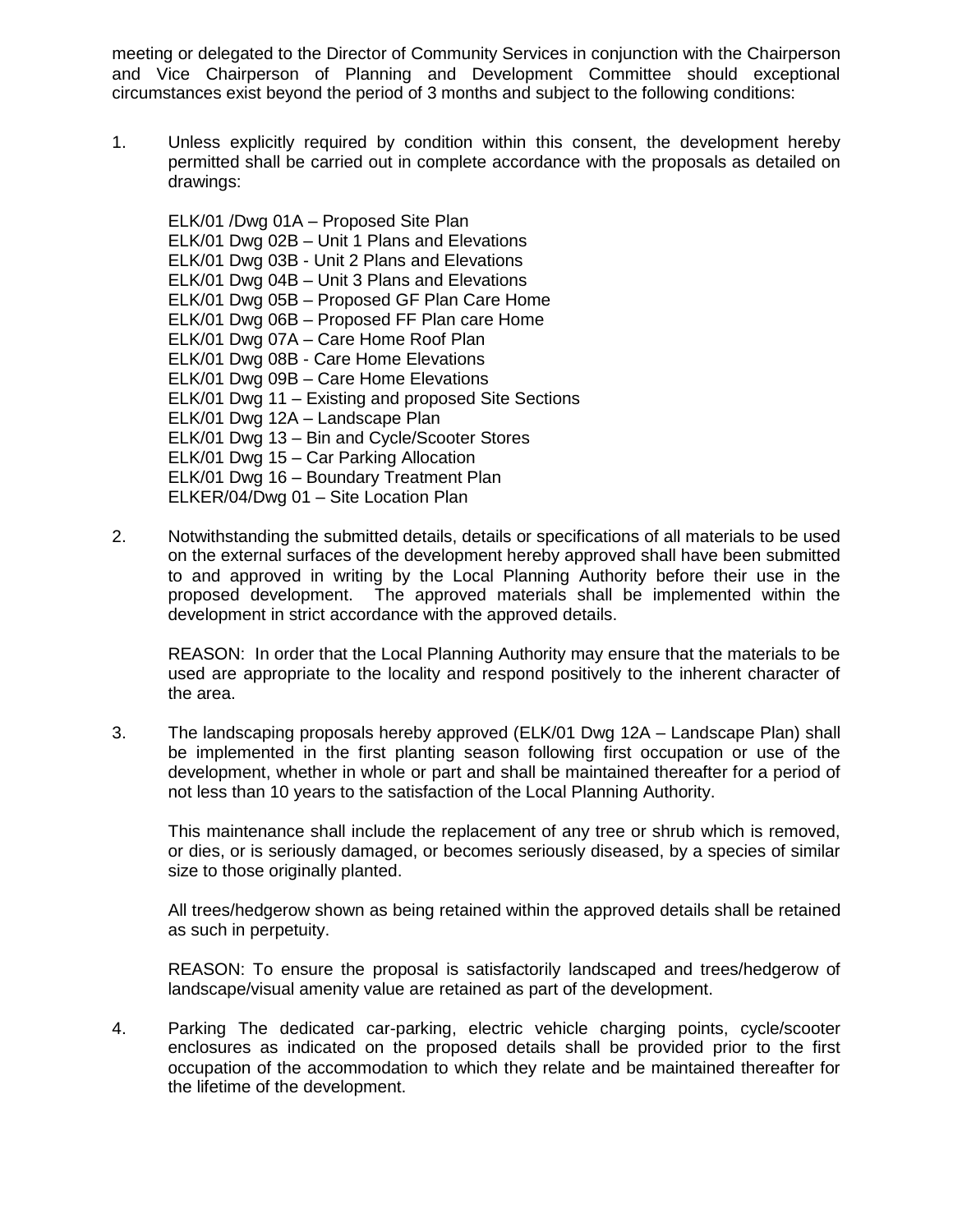meeting or delegated to the Director of Community Services in conjunction with the Chairperson and Vice Chairperson of Planning and Development Committee should exceptional circumstances exist beyond the period of 3 months and subject to the following conditions:

1. Unless explicitly required by condition within this consent, the development hereby permitted shall be carried out in complete accordance with the proposals as detailed on drawings:

   ELK/01 /Dwg 01A – Proposed Site Plan
   ELK/01 Dwg 02B – Unit 1 Plans and Elevations
   ELK/01 Dwg 03B - Unit 2 Plans and Elevations
   ELK/01 Dwg 04B – Unit 3 Plans and Elevations
   ELK/01 Dwg 05B – Proposed GF Plan Care Home
   ELK/01 Dwg 06B – Proposed FF Plan care Home
   ELK/01 Dwg 07A – Care Home Roof Plan
   ELK/01 Dwg 08B - Care Home Elevations
   ELK/01 Dwg 09B – Care Home Elevations
   ELK/01 Dwg 11 – Existing and proposed Site Sections
   ELK/01 Dwg 12A – Landscape Plan
   ELK/01 Dwg 13 – Bin and Cycle/Scooter Stores
   ELK/01 Dwg 15 – Car Parking Allocation
   ELK/01 Dwg 16 – Boundary Treatment Plan
   ELKER/04/Dwg 01 – Site Location Plan

2. Notwithstanding the submitted details, details or specifications of all materials to be used on the external surfaces of the development hereby approved shall have been submitted to and approved in writing by the Local Planning Authority before their use in the proposed development. The approved materials shall be implemented within the development in strict accordance with the approved details.

   REASON: In order that the Local Planning Authority may ensure that the materials to be used are appropriate to the locality and respond positively to the inherent character of the area.

3. The landscaping proposals hereby approved (ELK/01 Dwg 12A – Landscape Plan) shall be implemented in the first planting season following first occupation or use of the development, whether in whole or part and shall be maintained thereafter for a period of not less than 10 years to the satisfaction of the Local Planning Authority.

   This maintenance shall include the replacement of any tree or shrub which is removed, or dies, or is seriously damaged, or becomes seriously diseased, by a species of similar size to those originally planted.

   All trees/hedgerow shown as being retained within the approved details shall be retained as such in perpetuity.

   REASON: To ensure the proposal is satisfactorily landscaped and trees/hedgerow of landscape/visual amenity value are retained as part of the development.

4. Parking The dedicated car-parking, electric vehicle charging points, cycle/scooter enclosures as indicated on the proposed details shall be provided prior to the first occupation of the accommodation to which they relate and be maintained thereafter for the lifetime of the development.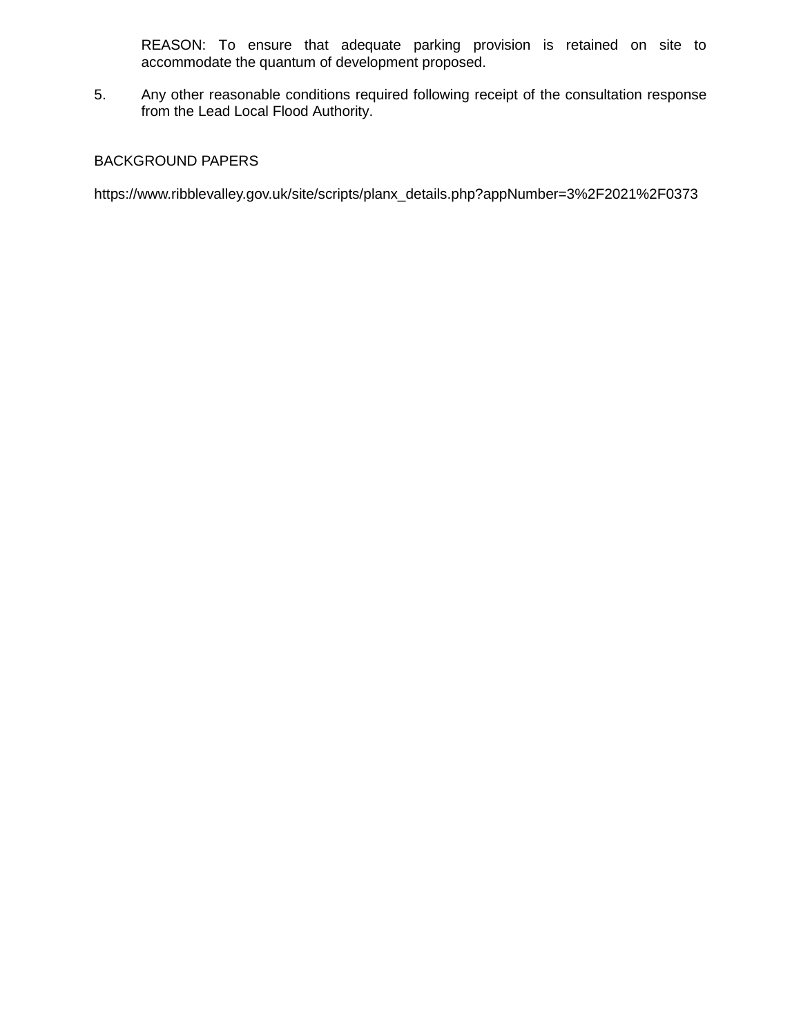REASON: To ensure that adequate parking provision is retained on site to accommodate the quantum of development proposed.

5. Any other reasonable conditions required following receipt of the consultation response from the Lead Local Flood Authority.

BACKGROUND PAPERS

https://www.ribblevalley.gov.uk/site/scripts/planx_details.php?appNumber=3%2F2021%2F0373